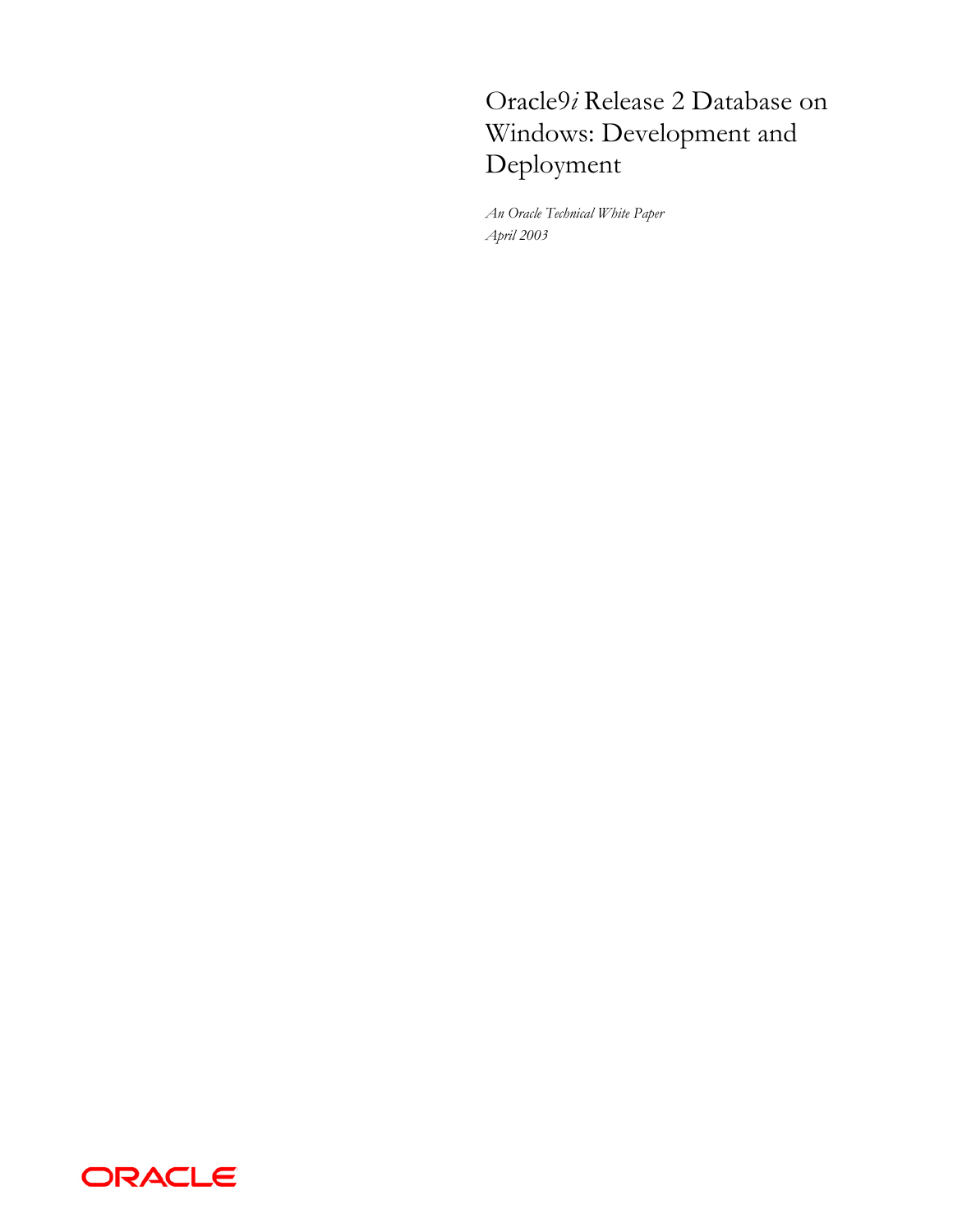# Oracle9*i* Release 2 Database on Windows: Development and Deployment

*An Oracle Technical White Paper*
*April 2003*

ORACLE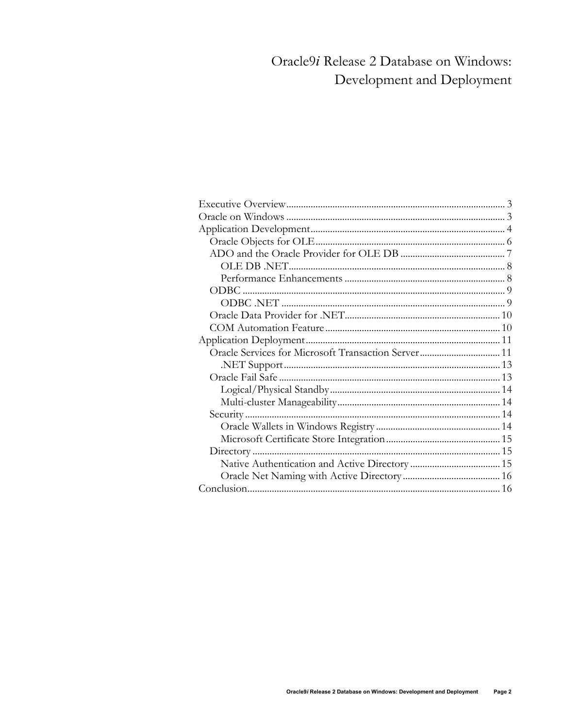# Oracle9*i* Release 2 Database on Windows: Development and Deployment

- Executive Overview ..... 3
- Oracle on Windows ..... 3
- Application Development ..... 4
  - Oracle Objects for OLE ..... 6
  - ADO and the Oracle Provider for OLE DB ..... 7
    - OLE DB .NET ..... 8
    - Performance Enhancements ..... 8
  - ODBC ..... 9
    - ODBC .NET ..... 9
  - Oracle Data Provider for .NET ..... 10
  - COM Automation Feature ..... 10
- Application Deployment ..... 11
  - Oracle Services for Microsoft Transaction Server ..... 11
    - .NET Support ..... 13
  - Oracle Fail Safe ..... 13
    - Logical/Physical Standby ..... 14
    - Multi-cluster Manageability ..... 14
  - Security ..... 14
    - Oracle Wallets in Windows Registry ..... 14
    - Microsoft Certificate Store Integration ..... 15
  - Directory ..... 15
    - Native Authentication and Active Directory ..... 15
    - Oracle Net Naming with Active Directory ..... 16
- Conclusion ..... 16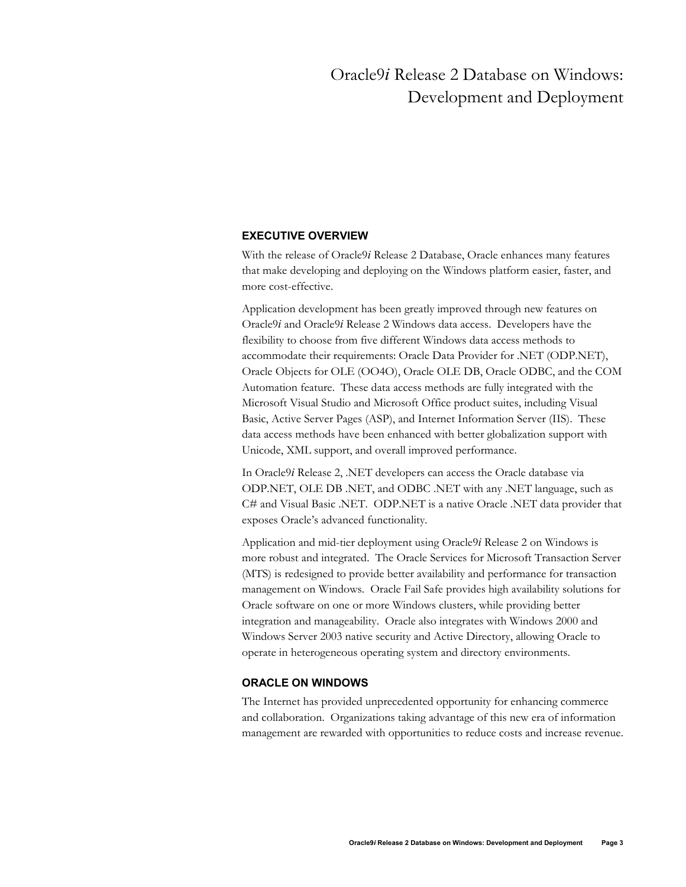# Oracle9*i* Release 2 Database on Windows: Development and Deployment

## EXECUTIVE OVERVIEW

With the release of Oracle9*i* Release 2 Database, Oracle enhances many features that make developing and deploying on the Windows platform easier, faster, and more cost-effective.

Application development has been greatly improved through new features on Oracle9*i* and Oracle9*i* Release 2 Windows data access. Developers have the flexibility to choose from five different Windows data access methods to accommodate their requirements: Oracle Data Provider for .NET (ODP.NET), Oracle Objects for OLE (OO4O), Oracle OLE DB, Oracle ODBC, and the COM Automation feature. These data access methods are fully integrated with the Microsoft Visual Studio and Microsoft Office product suites, including Visual Basic, Active Server Pages (ASP), and Internet Information Server (IIS). These data access methods have been enhanced with better globalization support with Unicode, XML support, and overall improved performance.

In Oracle9*i* Release 2, .NET developers can access the Oracle database via ODP.NET, OLE DB .NET, and ODBC .NET with any .NET language, such as C# and Visual Basic .NET. ODP.NET is a native Oracle .NET data provider that exposes Oracle's advanced functionality.

Application and mid-tier deployment using Oracle9*i* Release 2 on Windows is more robust and integrated. The Oracle Services for Microsoft Transaction Server (MTS) is redesigned to provide better availability and performance for transaction management on Windows. Oracle Fail Safe provides high availability solutions for Oracle software on one or more Windows clusters, while providing better integration and manageability. Oracle also integrates with Windows 2000 and Windows Server 2003 native security and Active Directory, allowing Oracle to operate in heterogeneous operating system and directory environments.

## ORACLE ON WINDOWS

The Internet has provided unprecedented opportunity for enhancing commerce and collaboration. Organizations taking advantage of this new era of information management are rewarded with opportunities to reduce costs and increase revenue.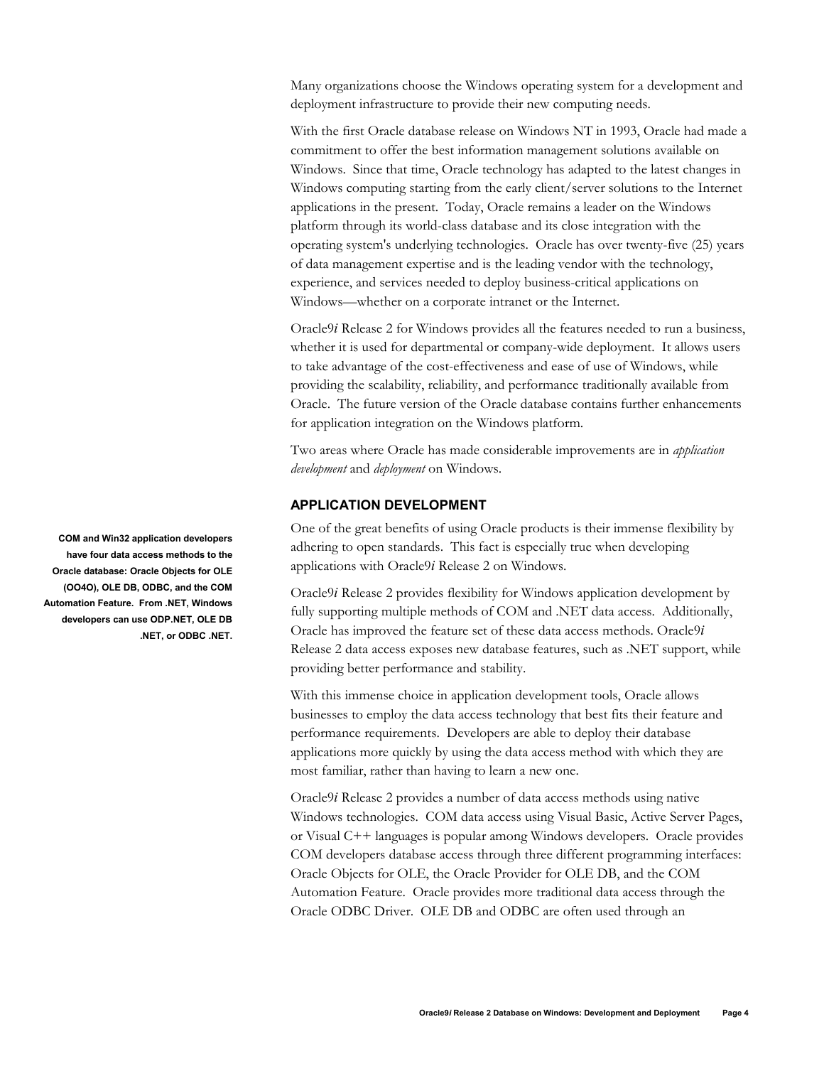Many organizations choose the Windows operating system for a development and deployment infrastructure to provide their new computing needs.

With the first Oracle database release on Windows NT in 1993, Oracle had made a commitment to offer the best information management solutions available on Windows. Since that time, Oracle technology has adapted to the latest changes in Windows computing starting from the early client/server solutions to the Internet applications in the present. Today, Oracle remains a leader on the Windows platform through its world-class database and its close integration with the operating system's underlying technologies. Oracle has over twenty-five (25) years of data management expertise and is the leading vendor with the technology, experience, and services needed to deploy business-critical applications on Windows—whether on a corporate intranet or the Internet.

Oracle9*i* Release 2 for Windows provides all the features needed to run a business, whether it is used for departmental or company-wide deployment. It allows users to take advantage of the cost-effectiveness and ease of use of Windows, while providing the scalability, reliability, and performance traditionally available from Oracle. The future version of the Oracle database contains further enhancements for application integration on the Windows platform.

Two areas where Oracle has made considerable improvements are in *application development* and *deployment* on Windows.

## APPLICATION DEVELOPMENT

**COM and Win32 application developers have four data access methods to the Oracle database: Oracle Objects for OLE (OO4O), OLE DB, ODBC, and the COM Automation Feature. From .NET, Windows developers can use ODP.NET, OLE DB .NET, or ODBC .NET.**

One of the great benefits of using Oracle products is their immense flexibility by adhering to open standards. This fact is especially true when developing applications with Oracle9*i* Release 2 on Windows.

Oracle9*i* Release 2 provides flexibility for Windows application development by fully supporting multiple methods of COM and .NET data access. Additionally, Oracle has improved the feature set of these data access methods. Oracle9*i* Release 2 data access exposes new database features, such as .NET support, while providing better performance and stability.

With this immense choice in application development tools, Oracle allows businesses to employ the data access technology that best fits their feature and performance requirements. Developers are able to deploy their database applications more quickly by using the data access method with which they are most familiar, rather than having to learn a new one.

Oracle9*i* Release 2 provides a number of data access methods using native Windows technologies. COM data access using Visual Basic, Active Server Pages, or Visual C++ languages is popular among Windows developers. Oracle provides COM developers database access through three different programming interfaces: Oracle Objects for OLE, the Oracle Provider for OLE DB, and the COM Automation Feature. Oracle provides more traditional data access through the Oracle ODBC Driver. OLE DB and ODBC are often used through an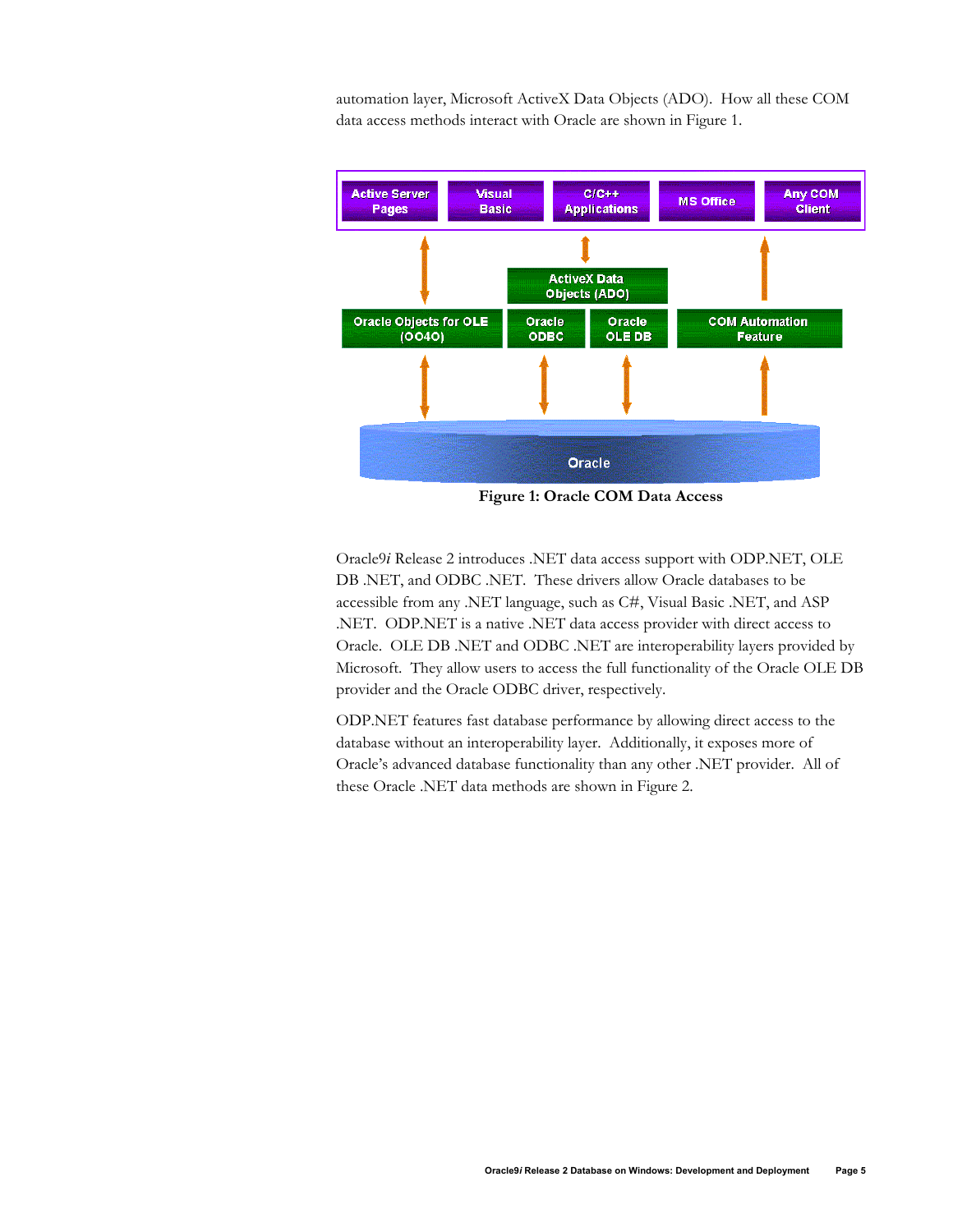automation layer, Microsoft ActiveX Data Objects (ADO). How all these COM data access methods interact with Oracle are shown in Figure 1.

**Figure 1: Oracle COM Data Access**

Oracle9*i* Release 2 introduces .NET data access support with ODP.NET, OLE DB .NET, and ODBC .NET. These drivers allow Oracle databases to be accessible from any .NET language, such as C#, Visual Basic .NET, and ASP .NET. ODP.NET is a native .NET data access provider with direct access to Oracle. OLE DB .NET and ODBC .NET are interoperability layers provided by Microsoft. They allow users to access the full functionality of the Oracle OLE DB provider and the Oracle ODBC driver, respectively.

ODP.NET features fast database performance by allowing direct access to the database without an interoperability layer. Additionally, it exposes more of Oracle's advanced database functionality than any other .NET provider. All of these Oracle .NET data methods are shown in Figure 2.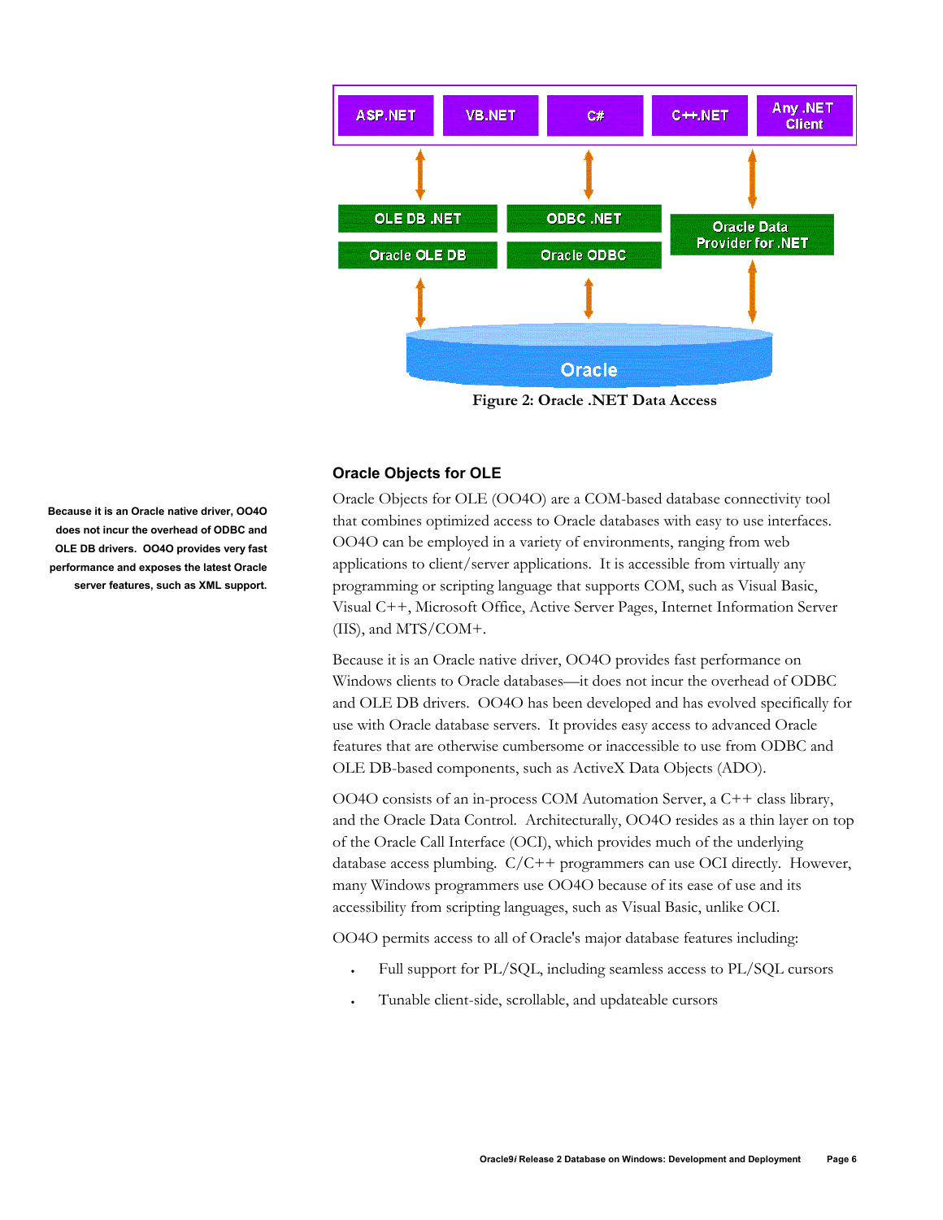Figure 2: Oracle .NET Data Access

## Oracle Objects for OLE

**Because it is an Oracle native driver, OO4O does not incur the overhead of ODBC and OLE DB drivers. OO4O provides very fast performance and exposes the latest Oracle server features, such as XML support.**

Oracle Objects for OLE (OO4O) are a COM-based database connectivity tool that combines optimized access to Oracle databases with easy to use interfaces. OO4O can be employed in a variety of environments, ranging from web applications to client/server applications. It is accessible from virtually any programming or scripting language that supports COM, such as Visual Basic, Visual C++, Microsoft Office, Active Server Pages, Internet Information Server (IIS), and MTS/COM+.

Because it is an Oracle native driver, OO4O provides fast performance on Windows clients to Oracle databases—it does not incur the overhead of ODBC and OLE DB drivers. OO4O has been developed and has evolved specifically for use with Oracle database servers. It provides easy access to advanced Oracle features that are otherwise cumbersome or inaccessible to use from ODBC and OLE DB-based components, such as ActiveX Data Objects (ADO).

OO4O consists of an in-process COM Automation Server, a C++ class library, and the Oracle Data Control. Architecturally, OO4O resides as a thin layer on top of the Oracle Call Interface (OCI), which provides much of the underlying database access plumbing. C/C++ programmers can use OCI directly. However, many Windows programmers use OO4O because of its ease of use and its accessibility from scripting languages, such as Visual Basic, unlike OCI.

OO4O permits access to all of Oracle's major database features including:

- Full support for PL/SQL, including seamless access to PL/SQL cursors
- Tunable client-side, scrollable, and updateable cursors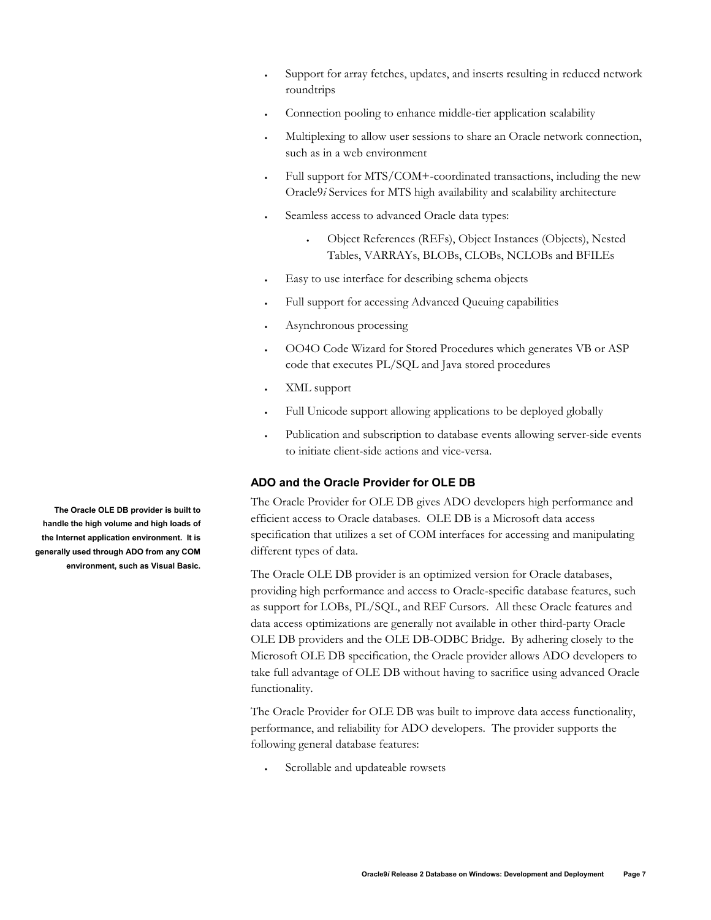- Support for array fetches, updates, and inserts resulting in reduced network roundtrips
- Connection pooling to enhance middle-tier application scalability
- Multiplexing to allow user sessions to share an Oracle network connection, such as in a web environment
- Full support for MTS/COM+-coordinated transactions, including the new Oracle9*i* Services for MTS high availability and scalability architecture
- Seamless access to advanced Oracle data types:
    - Object References (REFs), Object Instances (Objects), Nested Tables, VARRAYs, BLOBs, CLOBs, NCLOBs and BFILEs
- Easy to use interface for describing schema objects
- Full support for accessing Advanced Queuing capabilities
- Asynchronous processing
- OO4O Code Wizard for Stored Procedures which generates VB or ASP code that executes PL/SQL and Java stored procedures
- XML support
- Full Unicode support allowing applications to be deployed globally
- Publication and subscription to database events allowing server-side events to initiate client-side actions and vice-versa.

### ADO and the Oracle Provider for OLE DB

**The Oracle OLE DB provider is built to handle the high volume and high loads of the Internet application environment. It is generally used through ADO from any COM environment, such as Visual Basic.**

The Oracle Provider for OLE DB gives ADO developers high performance and efficient access to Oracle databases. OLE DB is a Microsoft data access specification that utilizes a set of COM interfaces for accessing and manipulating different types of data.

The Oracle OLE DB provider is an optimized version for Oracle databases, providing high performance and access to Oracle-specific database features, such as support for LOBs, PL/SQL, and REF Cursors. All these Oracle features and data access optimizations are generally not available in other third-party Oracle OLE DB providers and the OLE DB-ODBC Bridge. By adhering closely to the Microsoft OLE DB specification, the Oracle provider allows ADO developers to take full advantage of OLE DB without having to sacrifice using advanced Oracle functionality.

The Oracle Provider for OLE DB was built to improve data access functionality, performance, and reliability for ADO developers. The provider supports the following general database features:

- Scrollable and updateable rowsets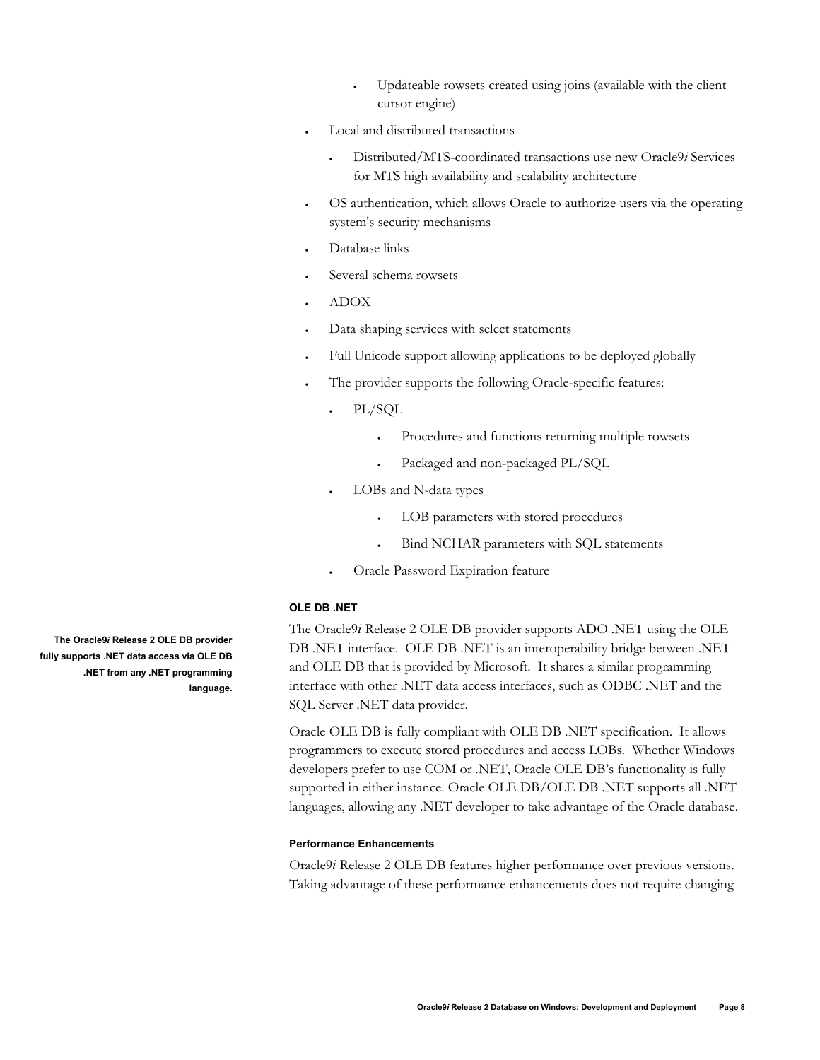- Updateable rowsets created using joins (available with the client cursor engine)
- Local and distributed transactions
  - Distributed/MTS-coordinated transactions use new Oracle9*i* Services for MTS high availability and scalability architecture
- OS authentication, which allows Oracle to authorize users via the operating system's security mechanisms
- Database links
- Several schema rowsets
- ADOX
- Data shaping services with select statements
- Full Unicode support allowing applications to be deployed globally
- The provider supports the following Oracle-specific features:
  - PL/SQL
    - Procedures and functions returning multiple rowsets
    - Packaged and non-packaged PL/SQL
  - LOBs and N-data types
    - LOB parameters with stored procedures
    - Bind NCHAR parameters with SQL statements
  - Oracle Password Expiration feature

#### OLE DB .NET

**The Oracle9*i* Release 2 OLE DB provider fully supports .NET data access via OLE DB .NET from any .NET programming language.**

The Oracle9*i* Release 2 OLE DB provider supports ADO .NET using the OLE DB .NET interface. OLE DB .NET is an interoperability bridge between .NET and OLE DB that is provided by Microsoft. It shares a similar programming interface with other .NET data access interfaces, such as ODBC .NET and the SQL Server .NET data provider.

Oracle OLE DB is fully compliant with OLE DB .NET specification. It allows programmers to execute stored procedures and access LOBs. Whether Windows developers prefer to use COM or .NET, Oracle OLE DB's functionality is fully supported in either instance. Oracle OLE DB/OLE DB .NET supports all .NET languages, allowing any .NET developer to take advantage of the Oracle database.

#### Performance Enhancements

Oracle9*i* Release 2 OLE DB features higher performance over previous versions. Taking advantage of these performance enhancements does not require changing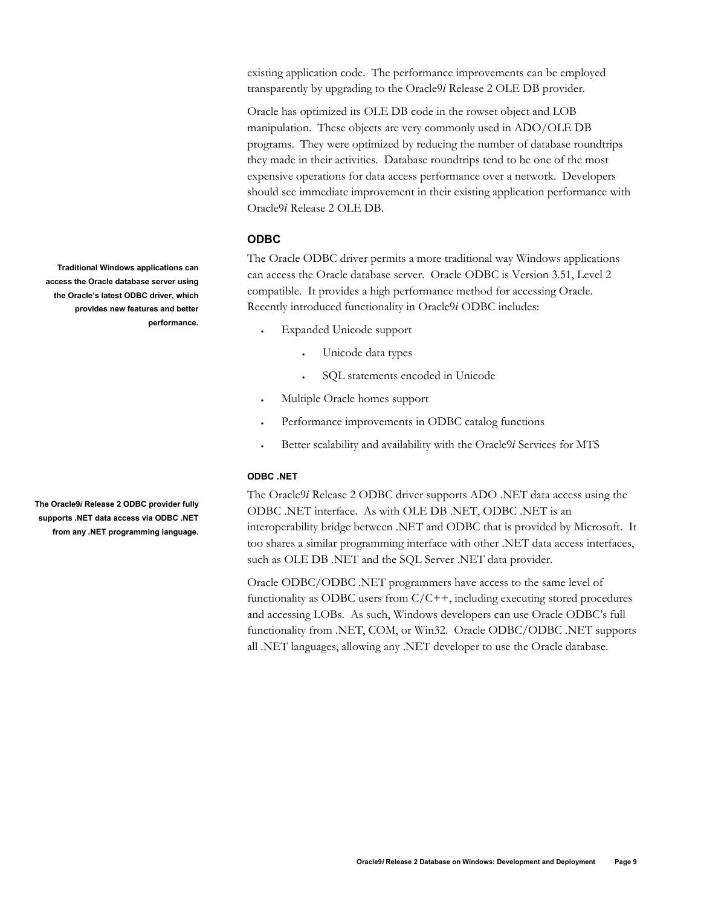existing application code. The performance improvements can be employed transparently by upgrading to the Oracle9*i* Release 2 OLE DB provider.

Oracle has optimized its OLE DB code in the rowset object and LOB manipulation. These objects are very commonly used in ADO/OLE DB programs. They were optimized by reducing the number of database roundtrips they made in their activities. Database roundtrips tend to be one of the most expensive operations for data access performance over a network. Developers should see immediate improvement in their existing application performance with Oracle9*i* Release 2 OLE DB.

### ODBC

**Traditional Windows applications can access the Oracle database server using the Oracle's latest ODBC driver, which provides new features and better performance.**

The Oracle ODBC driver permits a more traditional way Windows applications can access the Oracle database server. Oracle ODBC is Version 3.51, Level 2 compatible. It provides a high performance method for accessing Oracle. Recently introduced functionality in Oracle9*i* ODBC includes:

- Expanded Unicode support
  - Unicode data types
  - SQL statements encoded in Unicode
- Multiple Oracle homes support
- Performance improvements in ODBC catalog functions
- Better scalability and availability with the Oracle9*i* Services for MTS

#### ODBC .NET

**The Oracle9*i* Release 2 ODBC provider fully supports .NET data access via ODBC .NET from any .NET programming language.**

The Oracle9*i* Release 2 ODBC driver supports ADO .NET data access using the ODBC .NET interface. As with OLE DB .NET, ODBC .NET is an interoperability bridge between .NET and ODBC that is provided by Microsoft. It too shares a similar programming interface with other .NET data access interfaces, such as OLE DB .NET and the SQL Server .NET data provider.

Oracle ODBC/ODBC .NET programmers have access to the same level of functionality as ODBC users from C/C++, including executing stored procedures and accessing LOBs. As such, Windows developers can use Oracle ODBC's full functionality from .NET, COM, or Win32. Oracle ODBC/ODBC .NET supports all .NET languages, allowing any .NET developer to use the Oracle database.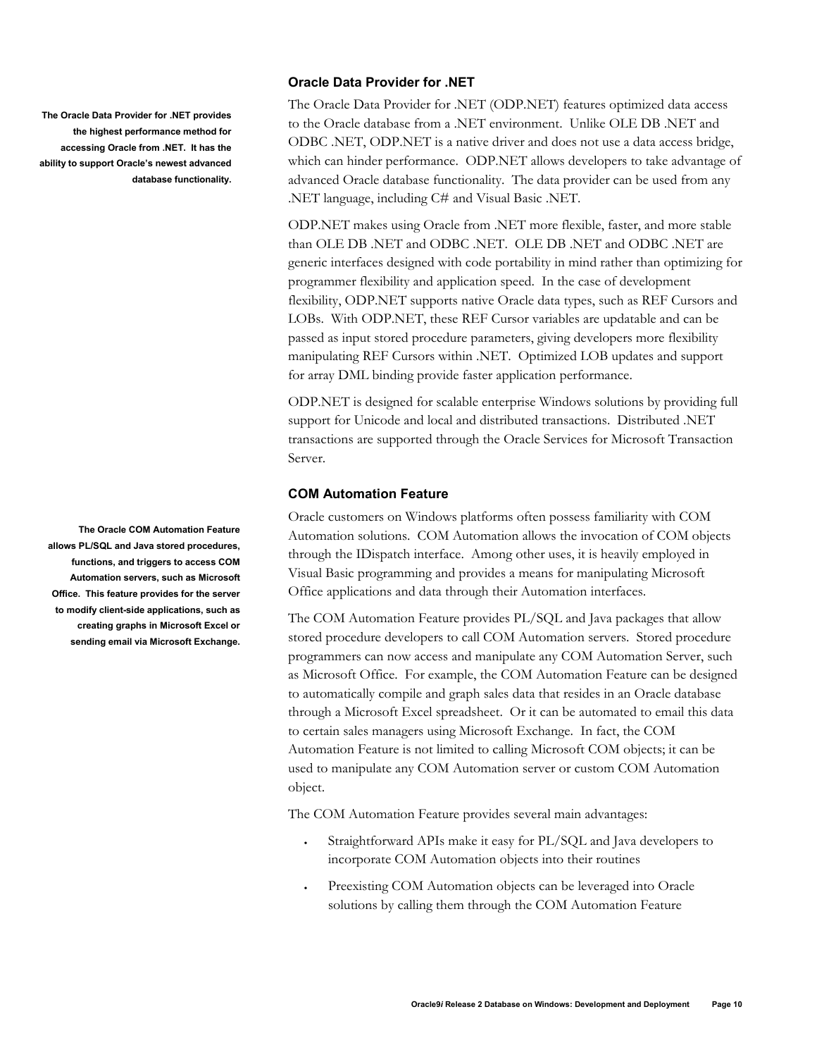### Oracle Data Provider for .NET

**The Oracle Data Provider for .NET provides the highest performance method for accessing Oracle from .NET. It has the ability to support Oracle's newest advanced database functionality.**

The Oracle Data Provider for .NET (ODP.NET) features optimized data access to the Oracle database from a .NET environment. Unlike OLE DB .NET and ODBC .NET, ODP.NET is a native driver and does not use a data access bridge, which can hinder performance. ODP.NET allows developers to take advantage of advanced Oracle database functionality. The data provider can be used from any .NET language, including C# and Visual Basic .NET.

ODP.NET makes using Oracle from .NET more flexible, faster, and more stable than OLE DB .NET and ODBC .NET. OLE DB .NET and ODBC .NET are generic interfaces designed with code portability in mind rather than optimizing for programmer flexibility and application speed. In the case of development flexibility, ODP.NET supports native Oracle data types, such as REF Cursors and LOBs. With ODP.NET, these REF Cursor variables are updatable and can be passed as input stored procedure parameters, giving developers more flexibility manipulating REF Cursors within .NET. Optimized LOB updates and support for array DML binding provide faster application performance.

ODP.NET is designed for scalable enterprise Windows solutions by providing full support for Unicode and local and distributed transactions. Distributed .NET transactions are supported through the Oracle Services for Microsoft Transaction Server.

### COM Automation Feature

**The Oracle COM Automation Feature allows PL/SQL and Java stored procedures, functions, and triggers to access COM Automation servers, such as Microsoft Office. This feature provides for the server to modify client-side applications, such as creating graphs in Microsoft Excel or sending email via Microsoft Exchange.**

Oracle customers on Windows platforms often possess familiarity with COM Automation solutions. COM Automation allows the invocation of COM objects through the IDispatch interface. Among other uses, it is heavily employed in Visual Basic programming and provides a means for manipulating Microsoft Office applications and data through their Automation interfaces.

The COM Automation Feature provides PL/SQL and Java packages that allow stored procedure developers to call COM Automation servers. Stored procedure programmers can now access and manipulate any COM Automation Server, such as Microsoft Office. For example, the COM Automation Feature can be designed to automatically compile and graph sales data that resides in an Oracle database through a Microsoft Excel spreadsheet. Or it can be automated to email this data to certain sales managers using Microsoft Exchange. In fact, the COM Automation Feature is not limited to calling Microsoft COM objects; it can be used to manipulate any COM Automation server or custom COM Automation object.

The COM Automation Feature provides several main advantages:

- Straightforward APIs make it easy for PL/SQL and Java developers to incorporate COM Automation objects into their routines
- Preexisting COM Automation objects can be leveraged into Oracle solutions by calling them through the COM Automation Feature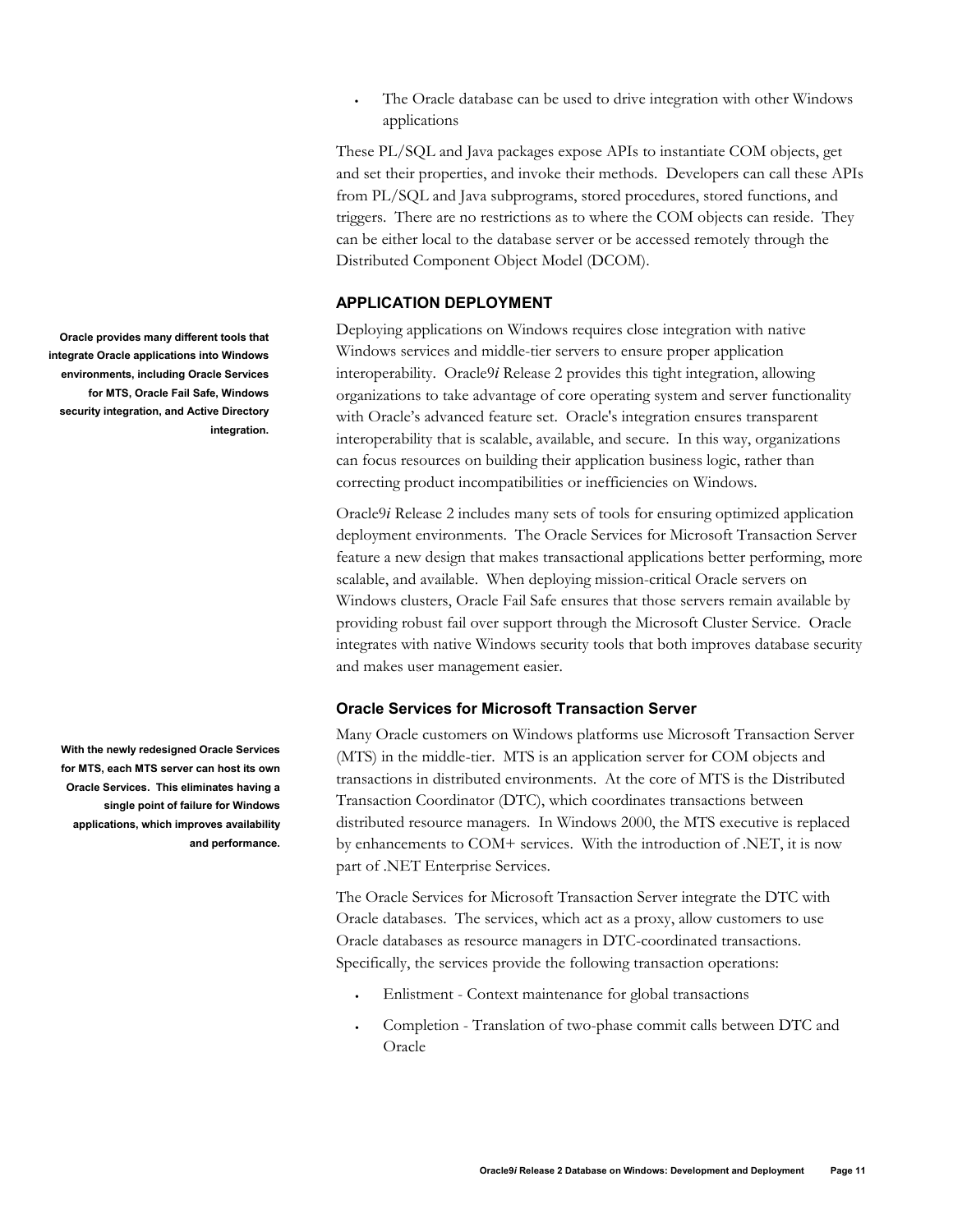- The Oracle database can be used to drive integration with other Windows applications

These PL/SQL and Java packages expose APIs to instantiate COM objects, get and set their properties, and invoke their methods. Developers can call these APIs from PL/SQL and Java subprograms, stored procedures, stored functions, and triggers. There are no restrictions as to where the COM objects can reside. They can be either local to the database server or be accessed remotely through the Distributed Component Object Model (DCOM).

## APPLICATION DEPLOYMENT

**Oracle provides many different tools that integrate Oracle applications into Windows environments, including Oracle Services for MTS, Oracle Fail Safe, Windows security integration, and Active Directory integration.**

Deploying applications on Windows requires close integration with native Windows services and middle-tier servers to ensure proper application interoperability. Oracle9*i* Release 2 provides this tight integration, allowing organizations to take advantage of core operating system and server functionality with Oracle's advanced feature set. Oracle's integration ensures transparent interoperability that is scalable, available, and secure. In this way, organizations can focus resources on building their application business logic, rather than correcting product incompatibilities or inefficiencies on Windows.

Oracle9*i* Release 2 includes many sets of tools for ensuring optimized application deployment environments. The Oracle Services for Microsoft Transaction Server feature a new design that makes transactional applications better performing, more scalable, and available. When deploying mission-critical Oracle servers on Windows clusters, Oracle Fail Safe ensures that those servers remain available by providing robust fail over support through the Microsoft Cluster Service. Oracle integrates with native Windows security tools that both improves database security and makes user management easier.

### Oracle Services for Microsoft Transaction Server

**With the newly redesigned Oracle Services for MTS, each MTS server can host its own Oracle Services. This eliminates having a single point of failure for Windows applications, which improves availability and performance.**

Many Oracle customers on Windows platforms use Microsoft Transaction Server (MTS) in the middle-tier. MTS is an application server for COM objects and transactions in distributed environments. At the core of MTS is the Distributed Transaction Coordinator (DTC), which coordinates transactions between distributed resource managers. In Windows 2000, the MTS executive is replaced by enhancements to COM+ services. With the introduction of .NET, it is now part of .NET Enterprise Services.

The Oracle Services for Microsoft Transaction Server integrate the DTC with Oracle databases. The services, which act as a proxy, allow customers to use Oracle databases as resource managers in DTC-coordinated transactions. Specifically, the services provide the following transaction operations:

- Enlistment - Context maintenance for global transactions
- Completion - Translation of two-phase commit calls between DTC and Oracle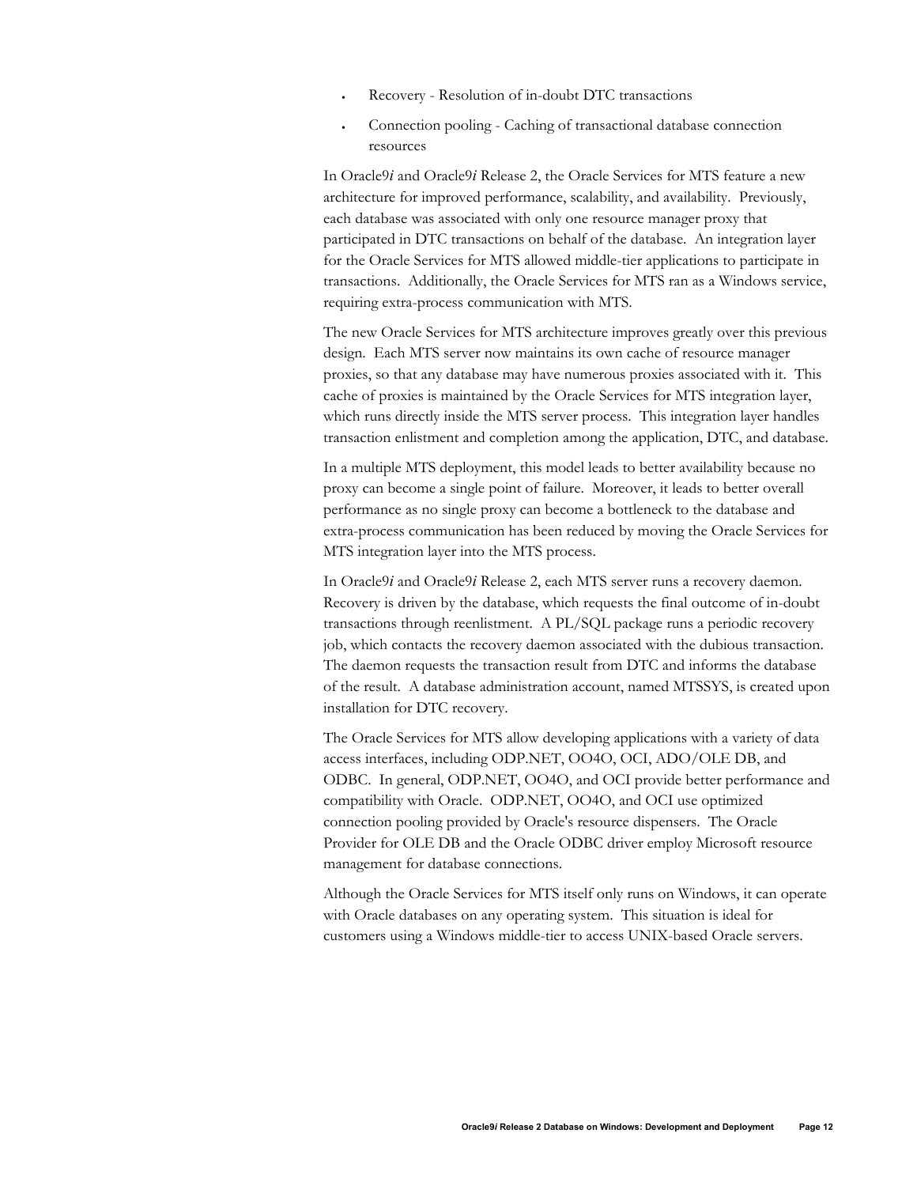- Recovery - Resolution of in-doubt DTC transactions
- Connection pooling - Caching of transactional database connection resources

In Oracle9*i* and Oracle9*i* Release 2, the Oracle Services for MTS feature a new architecture for improved performance, scalability, and availability. Previously, each database was associated with only one resource manager proxy that participated in DTC transactions on behalf of the database. An integration layer for the Oracle Services for MTS allowed middle-tier applications to participate in transactions. Additionally, the Oracle Services for MTS ran as a Windows service, requiring extra-process communication with MTS.

The new Oracle Services for MTS architecture improves greatly over this previous design. Each MTS server now maintains its own cache of resource manager proxies, so that any database may have numerous proxies associated with it. This cache of proxies is maintained by the Oracle Services for MTS integration layer, which runs directly inside the MTS server process. This integration layer handles transaction enlistment and completion among the application, DTC, and database.

In a multiple MTS deployment, this model leads to better availability because no proxy can become a single point of failure. Moreover, it leads to better overall performance as no single proxy can become a bottleneck to the database and extra-process communication has been reduced by moving the Oracle Services for MTS integration layer into the MTS process.

In Oracle9*i* and Oracle9*i* Release 2, each MTS server runs a recovery daemon. Recovery is driven by the database, which requests the final outcome of in-doubt transactions through reenlistment. A PL/SQL package runs a periodic recovery job, which contacts the recovery daemon associated with the dubious transaction. The daemon requests the transaction result from DTC and informs the database of the result. A database administration account, named MTSSYS, is created upon installation for DTC recovery.

The Oracle Services for MTS allow developing applications with a variety of data access interfaces, including ODP.NET, OO4O, OCI, ADO/OLE DB, and ODBC. In general, ODP.NET, OO4O, and OCI provide better performance and compatibility with Oracle. ODP.NET, OO4O, and OCI use optimized connection pooling provided by Oracle's resource dispensers. The Oracle Provider for OLE DB and the Oracle ODBC driver employ Microsoft resource management for database connections.

Although the Oracle Services for MTS itself only runs on Windows, it can operate with Oracle databases on any operating system. This situation is ideal for customers using a Windows middle-tier to access UNIX-based Oracle servers.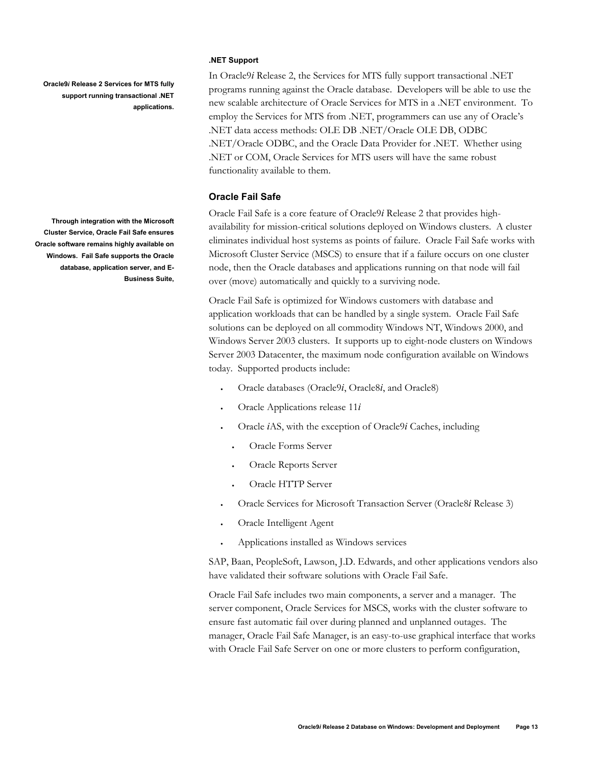#### .NET Support

**Oracle9*i* Release 2 Services for MTS fully support running transactional .NET applications.**

In Oracle9*i* Release 2, the Services for MTS fully support transactional .NET programs running against the Oracle database. Developers will be able to use the new scalable architecture of Oracle Services for MTS in a .NET environment. To employ the Services for MTS from .NET, programmers can use any of Oracle's .NET data access methods: OLE DB .NET/Oracle OLE DB, ODBC .NET/Oracle ODBC, and the Oracle Data Provider for .NET. Whether using .NET or COM, Oracle Services for MTS users will have the same robust functionality available to them.

### Oracle Fail Safe

**Through integration with the Microsoft Cluster Service, Oracle Fail Safe ensures Oracle software remains highly available on Windows. Fail Safe supports the Oracle database, application server, and E-Business Suite,**

Oracle Fail Safe is a core feature of Oracle9*i* Release 2 that provides high-availability for mission-critical solutions deployed on Windows clusters. A cluster eliminates individual host systems as points of failure. Oracle Fail Safe works with Microsoft Cluster Service (MSCS) to ensure that if a failure occurs on one cluster node, then the Oracle databases and applications running on that node will fail over (move) automatically and quickly to a surviving node.

Oracle Fail Safe is optimized for Windows customers with database and application workloads that can be handled by a single system. Oracle Fail Safe solutions can be deployed on all commodity Windows NT, Windows 2000, and Windows Server 2003 clusters. It supports up to eight-node clusters on Windows Server 2003 Datacenter, the maximum node configuration available on Windows today. Supported products include:

- Oracle databases (Oracle9*i*, Oracle8*i*, and Oracle8)
- Oracle Applications release 11*i*
- Oracle *i*AS, with the exception of Oracle9*i* Caches, including
  - Oracle Forms Server
  - Oracle Reports Server
  - Oracle HTTP Server
- Oracle Services for Microsoft Transaction Server (Oracle8*i* Release 3)
- Oracle Intelligent Agent
- Applications installed as Windows services

SAP, Baan, PeopleSoft, Lawson, J.D. Edwards, and other applications vendors also have validated their software solutions with Oracle Fail Safe.

Oracle Fail Safe includes two main components, a server and a manager. The server component, Oracle Services for MSCS, works with the cluster software to ensure fast automatic fail over during planned and unplanned outages. The manager, Oracle Fail Safe Manager, is an easy-to-use graphical interface that works with Oracle Fail Safe Server on one or more clusters to perform configuration,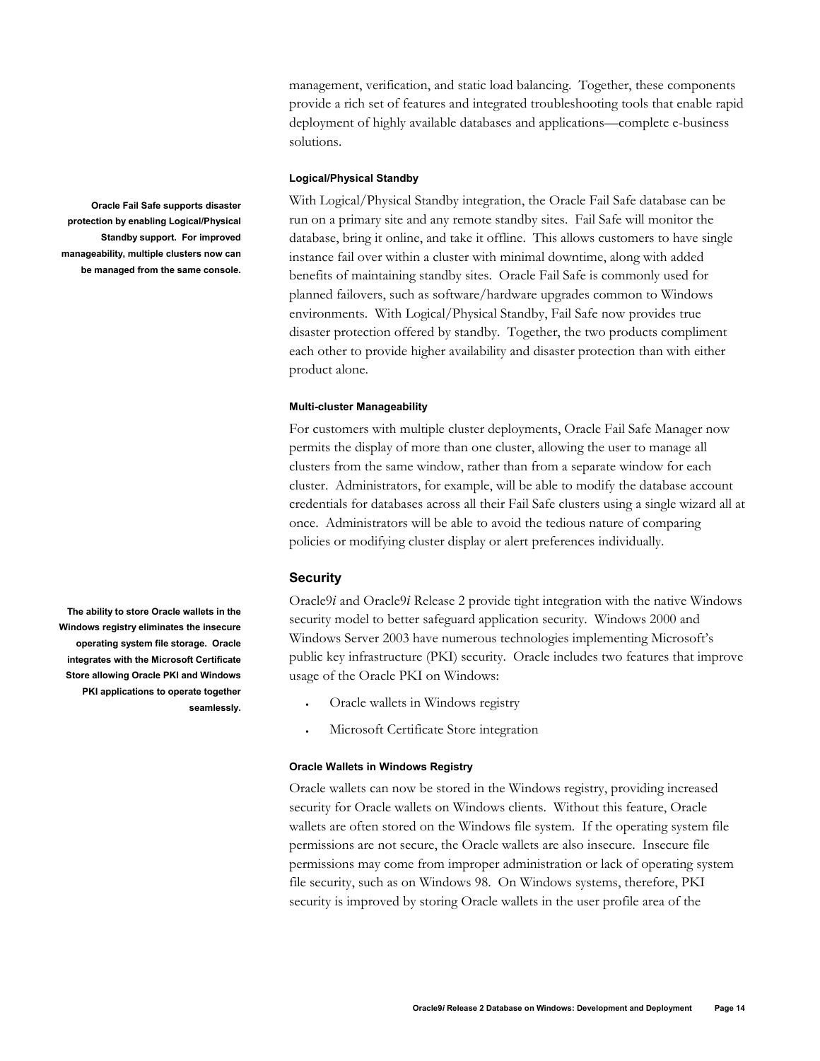management, verification, and static load balancing. Together, these components provide a rich set of features and integrated troubleshooting tools that enable rapid deployment of highly available databases and applications—complete e-business solutions.

#### Logical/Physical Standby

**Oracle Fail Safe supports disaster protection by enabling Logical/Physical Standby support. For improved manageability, multiple clusters now can be managed from the same console.**

With Logical/Physical Standby integration, the Oracle Fail Safe database can be run on a primary site and any remote standby sites. Fail Safe will monitor the database, bring it online, and take it offline. This allows customers to have single instance fail over within a cluster with minimal downtime, along with added benefits of maintaining standby sites. Oracle Fail Safe is commonly used for planned failovers, such as software/hardware upgrades common to Windows environments. With Logical/Physical Standby, Fail Safe now provides true disaster protection offered by standby. Together, the two products compliment each other to provide higher availability and disaster protection than with either product alone.

#### Multi-cluster Manageability

For customers with multiple cluster deployments, Oracle Fail Safe Manager now permits the display of more than one cluster, allowing the user to manage all clusters from the same window, rather than from a separate window for each cluster. Administrators, for example, will be able to modify the database account credentials for databases across all their Fail Safe clusters using a single wizard all at once. Administrators will be able to avoid the tedious nature of comparing policies or modifying cluster display or alert preferences individually.

### Security

**The ability to store Oracle wallets in the Windows registry eliminates the insecure operating system file storage. Oracle integrates with the Microsoft Certificate Store allowing Oracle PKI and Windows PKI applications to operate together seamlessly.**

Oracle9*i* and Oracle9*i* Release 2 provide tight integration with the native Windows security model to better safeguard application security. Windows 2000 and Windows Server 2003 have numerous technologies implementing Microsoft's public key infrastructure (PKI) security. Oracle includes two features that improve usage of the Oracle PKI on Windows:

- Oracle wallets in Windows registry
- Microsoft Certificate Store integration

#### Oracle Wallets in Windows Registry

Oracle wallets can now be stored in the Windows registry, providing increased security for Oracle wallets on Windows clients. Without this feature, Oracle wallets are often stored on the Windows file system. If the operating system file permissions are not secure, the Oracle wallets are also insecure. Insecure file permissions may come from improper administration or lack of operating system file security, such as on Windows 98. On Windows systems, therefore, PKI security is improved by storing Oracle wallets in the user profile area of the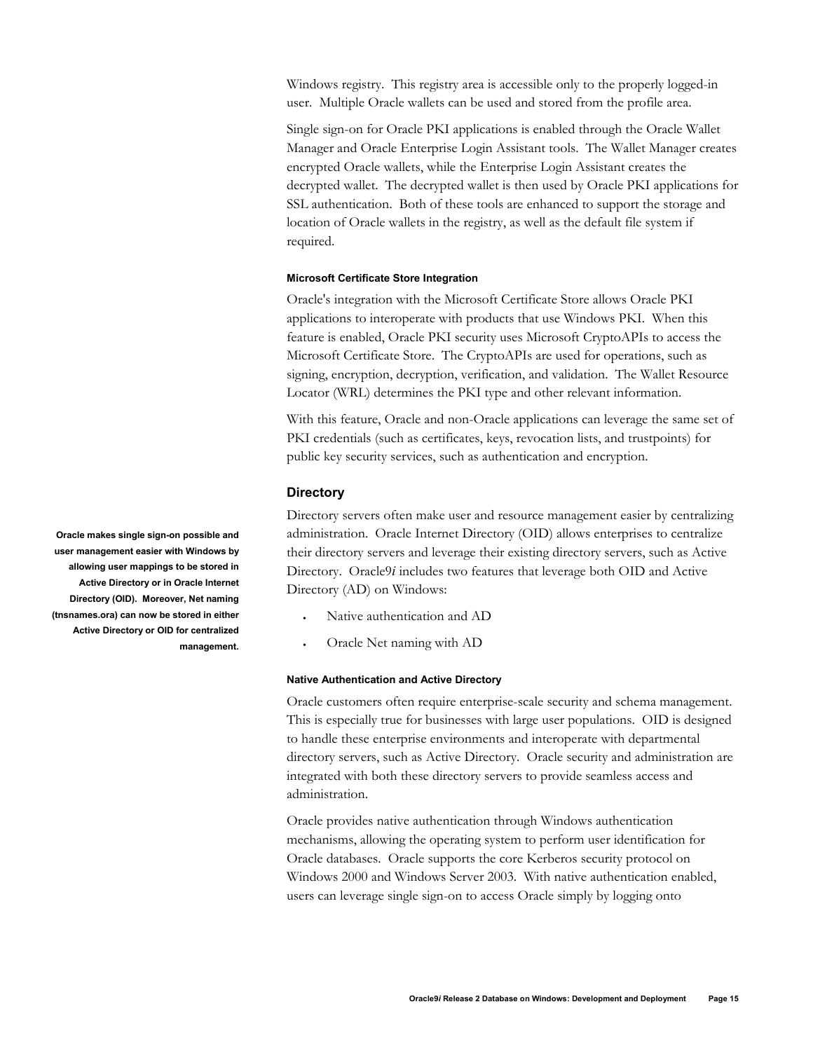Windows registry. This registry area is accessible only to the properly logged-in user. Multiple Oracle wallets can be used and stored from the profile area.

Single sign-on for Oracle PKI applications is enabled through the Oracle Wallet Manager and Oracle Enterprise Login Assistant tools. The Wallet Manager creates encrypted Oracle wallets, while the Enterprise Login Assistant creates the decrypted wallet. The decrypted wallet is then used by Oracle PKI applications for SSL authentication. Both of these tools are enhanced to support the storage and location of Oracle wallets in the registry, as well as the default file system if required.

#### Microsoft Certificate Store Integration

Oracle's integration with the Microsoft Certificate Store allows Oracle PKI applications to interoperate with products that use Windows PKI. When this feature is enabled, Oracle PKI security uses Microsoft CryptoAPIs to access the Microsoft Certificate Store. The CryptoAPIs are used for operations, such as signing, encryption, decryption, verification, and validation. The Wallet Resource Locator (WRL) determines the PKI type and other relevant information.

With this feature, Oracle and non-Oracle applications can leverage the same set of PKI credentials (such as certificates, keys, revocation lists, and trustpoints) for public key security services, such as authentication and encryption.

### Directory

**Oracle makes single sign-on possible and user management easier with Windows by allowing user mappings to be stored in Active Directory or in Oracle Internet Directory (OID). Moreover, Net naming (tnsnames.ora) can now be stored in either Active Directory or OID for centralized management.**

Directory servers often make user and resource management easier by centralizing administration. Oracle Internet Directory (OID) allows enterprises to centralize their directory servers and leverage their existing directory servers, such as Active Directory. Oracle9*i* includes two features that leverage both OID and Active Directory (AD) on Windows:

- Native authentication and AD
- Oracle Net naming with AD

#### Native Authentication and Active Directory

Oracle customers often require enterprise-scale security and schema management. This is especially true for businesses with large user populations. OID is designed to handle these enterprise environments and interoperate with departmental directory servers, such as Active Directory. Oracle security and administration are integrated with both these directory servers to provide seamless access and administration.

Oracle provides native authentication through Windows authentication mechanisms, allowing the operating system to perform user identification for Oracle databases. Oracle supports the core Kerberos security protocol on Windows 2000 and Windows Server 2003. With native authentication enabled, users can leverage single sign-on to access Oracle simply by logging onto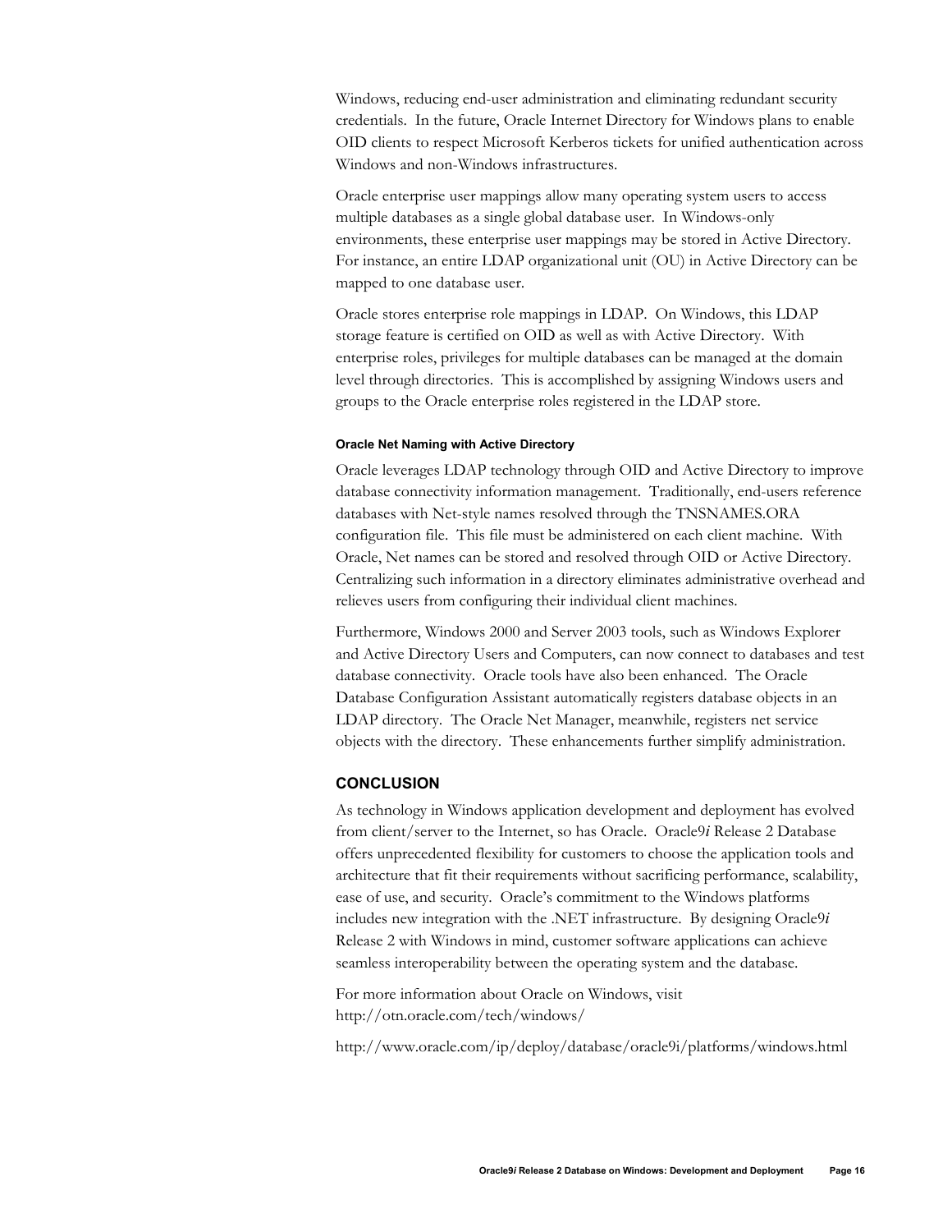Windows, reducing end-user administration and eliminating redundant security credentials. In the future, Oracle Internet Directory for Windows plans to enable OID clients to respect Microsoft Kerberos tickets for unified authentication across Windows and non-Windows infrastructures.

Oracle enterprise user mappings allow many operating system users to access multiple databases as a single global database user. In Windows-only environments, these enterprise user mappings may be stored in Active Directory. For instance, an entire LDAP organizational unit (OU) in Active Directory can be mapped to one database user.

Oracle stores enterprise role mappings in LDAP. On Windows, this LDAP storage feature is certified on OID as well as with Active Directory. With enterprise roles, privileges for multiple databases can be managed at the domain level through directories. This is accomplished by assigning Windows users and groups to the Oracle enterprise roles registered in the LDAP store.

#### Oracle Net Naming with Active Directory

Oracle leverages LDAP technology through OID and Active Directory to improve database connectivity information management. Traditionally, end-users reference databases with Net-style names resolved through the TNSNAMES.ORA configuration file. This file must be administered on each client machine. With Oracle, Net names can be stored and resolved through OID or Active Directory. Centralizing such information in a directory eliminates administrative overhead and relieves users from configuring their individual client machines.

Furthermore, Windows 2000 and Server 2003 tools, such as Windows Explorer and Active Directory Users and Computers, can now connect to databases and test database connectivity. Oracle tools have also been enhanced. The Oracle Database Configuration Assistant automatically registers database objects in an LDAP directory. The Oracle Net Manager, meanwhile, registers net service objects with the directory. These enhancements further simplify administration.

## CONCLUSION

As technology in Windows application development and deployment has evolved from client/server to the Internet, so has Oracle. Oracle9*i* Release 2 Database offers unprecedented flexibility for customers to choose the application tools and architecture that fit their requirements without sacrificing performance, scalability, ease of use, and security. Oracle's commitment to the Windows platforms includes new integration with the .NET infrastructure. By designing Oracle9*i* Release 2 with Windows in mind, customer software applications can achieve seamless interoperability between the operating system and the database.

For more information about Oracle on Windows, visit
http://otn.oracle.com/tech/windows/

http://www.oracle.com/ip/deploy/database/oracle9i/platforms/windows.html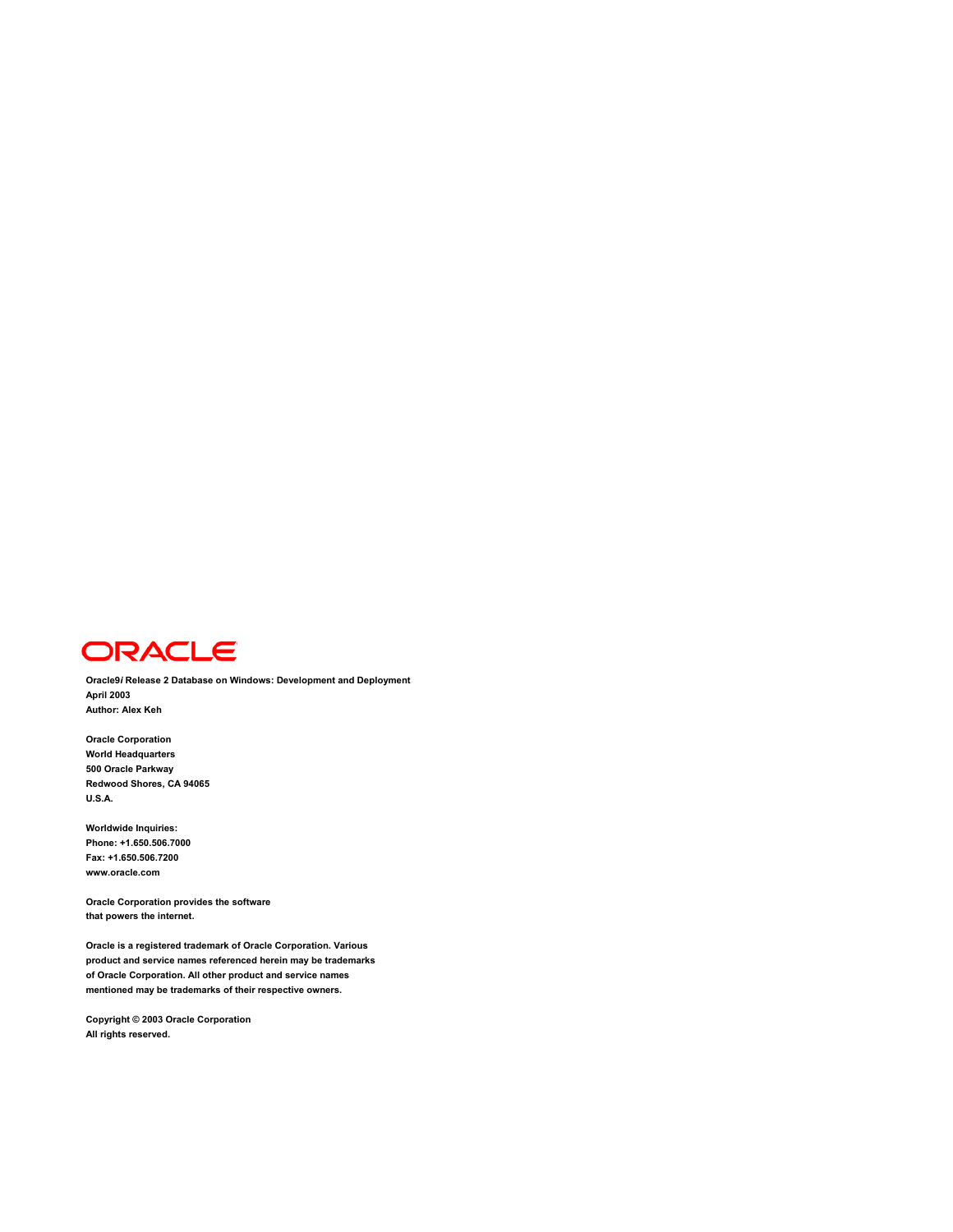ORACLE

**Oracle9*i* Release 2 Database on Windows: Development and Deployment**
**April 2003**
**Author: Alex Keh**

**Oracle Corporation**
**World Headquarters**
**500 Oracle Parkway**
**Redwood Shores, CA 94065**
**U.S.A.**

**Worldwide Inquiries:**
**Phone: +1.650.506.7000**
**Fax: +1.650.506.7200**
**www.oracle.com**

**Oracle Corporation provides the software**
**that powers the internet.**

**Oracle is a registered trademark of Oracle Corporation. Various**
**product and service names referenced herein may be trademarks**
**of Oracle Corporation. All other product and service names**
**mentioned may be trademarks of their respective owners.**

**Copyright © 2003 Oracle Corporation**
**All rights reserved.**